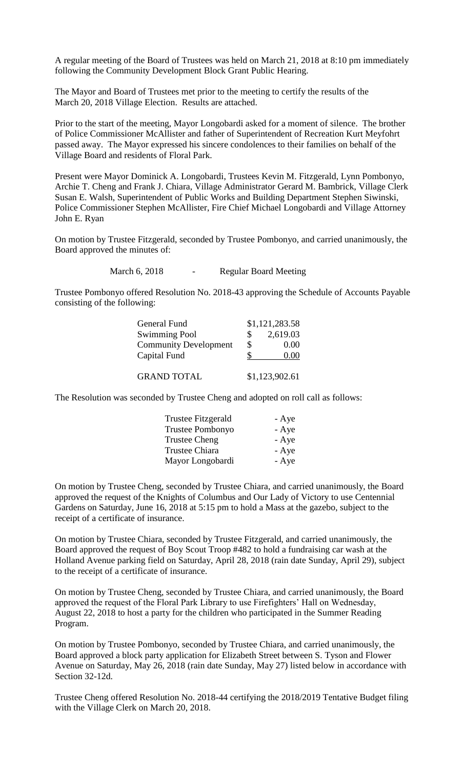A regular meeting of the Board of Trustees was held on March 21, 2018 at 8:10 pm immediately following the Community Development Block Grant Public Hearing.

The Mayor and Board of Trustees met prior to the meeting to certify the results of the March 20, 2018 Village Election. Results are attached.

Prior to the start of the meeting, Mayor Longobardi asked for a moment of silence. The brother of Police Commissioner McAllister and father of Superintendent of Recreation Kurt Meyfohrt passed away. The Mayor expressed his sincere condolences to their families on behalf of the Village Board and residents of Floral Park.

Present were Mayor Dominick A. Longobardi, Trustees Kevin M. Fitzgerald, Lynn Pombonyo, Archie T. Cheng and Frank J. Chiara, Village Administrator Gerard M. Bambrick, Village Clerk Susan E. Walsh, Superintendent of Public Works and Building Department Stephen Siwinski, Police Commissioner Stephen McAllister, Fire Chief Michael Longobardi and Village Attorney John E. Ryan

On motion by Trustee Fitzgerald, seconded by Trustee Pombonyo, and carried unanimously, the Board approved the minutes of:

March 6, 2018 - Regular Board Meeting

Trustee Pombonyo offered Resolution No. 2018-43 approving the Schedule of Accounts Payable consisting of the following:

| | |
|---|---|
| General Fund | $1,121,283.58 |
| Swimming Pool | $ 2,619.03 |
| Community Development | $ 0.00 |
| Capital Fund | $ 0.00 |
| GRAND TOTAL | $1,123,902.61 |

The Resolution was seconded by Trustee Cheng and adopted on roll call as follows:

| | |
|---|---|
| Trustee Fitzgerald | - Aye |
| Trustee Pombonyo | - Aye |
| Trustee Cheng | - Aye |
| Trustee Chiara | - Aye |
| Mayor Longobardi | - Aye |

On motion by Trustee Cheng, seconded by Trustee Chiara, and carried unanimously, the Board approved the request of the Knights of Columbus and Our Lady of Victory to use Centennial Gardens on Saturday, June 16, 2018 at 5:15 pm to hold a Mass at the gazebo, subject to the receipt of a certificate of insurance.

On motion by Trustee Chiara, seconded by Trustee Fitzgerald, and carried unanimously, the Board approved the request of Boy Scout Troop #482 to hold a fundraising car wash at the Holland Avenue parking field on Saturday, April 28, 2018 (rain date Sunday, April 29), subject to the receipt of a certificate of insurance.

On motion by Trustee Cheng, seconded by Trustee Chiara, and carried unanimously, the Board approved the request of the Floral Park Library to use Firefighters' Hall on Wednesday, August 22, 2018 to host a party for the children who participated in the Summer Reading Program.

On motion by Trustee Pombonyo, seconded by Trustee Chiara, and carried unanimously, the Board approved a block party application for Elizabeth Street between S. Tyson and Flower Avenue on Saturday, May 26, 2018 (rain date Sunday, May 27) listed below in accordance with Section 32-12d.

Trustee Cheng offered Resolution No. 2018-44 certifying the 2018/2019 Tentative Budget filing with the Village Clerk on March 20, 2018.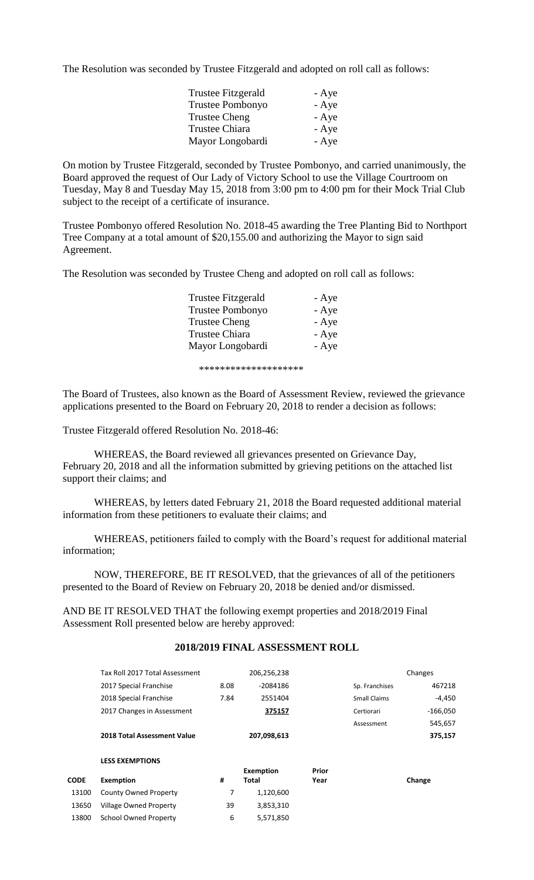The Resolution was seconded by Trustee Fitzgerald and adopted on roll call as follows:

| | |
|---|---|
| Trustee Fitzgerald | - Aye |
| Trustee Pombonyo | - Aye |
| Trustee Cheng | - Aye |
| Trustee Chiara | - Aye |
| Mayor Longobardi | - Aye |

On motion by Trustee Fitzgerald, seconded by Trustee Pombonyo, and carried unanimously, the Board approved the request of Our Lady of Victory School to use the Village Courtroom on Tuesday, May 8 and Tuesday May 15, 2018 from 3:00 pm to 4:00 pm for their Mock Trial Club subject to the receipt of a certificate of insurance.

Trustee Pombonyo offered Resolution No. 2018-45 awarding the Tree Planting Bid to Northport Tree Company at a total amount of $20,155.00 and authorizing the Mayor to sign said Agreement.

The Resolution was seconded by Trustee Cheng and adopted on roll call as follows:

| | |
|---|---|
| Trustee Fitzgerald | - Aye |
| Trustee Pombonyo | - Aye |
| Trustee Cheng | - Aye |
| Trustee Chiara | - Aye |
| Mayor Longobardi | - Aye |

********************

The Board of Trustees, also known as the Board of Assessment Review, reviewed the grievance applications presented to the Board on February 20, 2018 to render a decision as follows:

Trustee Fitzgerald offered Resolution No. 2018-46:

WHEREAS, the Board reviewed all grievances presented on Grievance Day, February 20, 2018 and all the information submitted by grieving petitions on the attached list support their claims; and

WHEREAS, by letters dated February 21, 2018 the Board requested additional material information from these petitioners to evaluate their claims; and

WHEREAS, petitioners failed to comply with the Board's request for additional material information;

NOW, THEREFORE, BE IT RESOLVED, that the grievances of all of the petitioners presented to the Board of Review on February 20, 2018 be denied and/or dismissed.

AND BE IT RESOLVED THAT the following exempt properties and 2018/2019 Final Assessment Roll presented below are hereby approved:

## 2018/2019 FINAL ASSESSMENT ROLL

| | | | | Changes |
|---|---|---|---|---|
| Tax Roll 2017 Total Assessment | | 206,256,238 | | |
| 2017 Special Franchise | 8.08 | -2084186 | Sp. Franchises | 467218 |
| 2018 Special Franchise | 7.84 | 2551404 | Small Claims | -4,450 |
| 2017 Changes in Assessment | | **375157** | Certiorari | -166,050 |
| | | | Assessment | 545,657 |
| **2018 Total Assessment Value** | | **207,098,613** | | **375,157** |

**LESS EXEMPTIONS**

| CODE | Exemption | # | Exemption Total | Prior Year | Change |
|---|---|---|---|---|---|
| 13100 | County Owned Property | 7 | 1,120,600 | | |
| 13650 | Village Owned Property | 39 | 3,853,310 | | |
| 13800 | School Owned Property | 6 | 5,571,850 | | |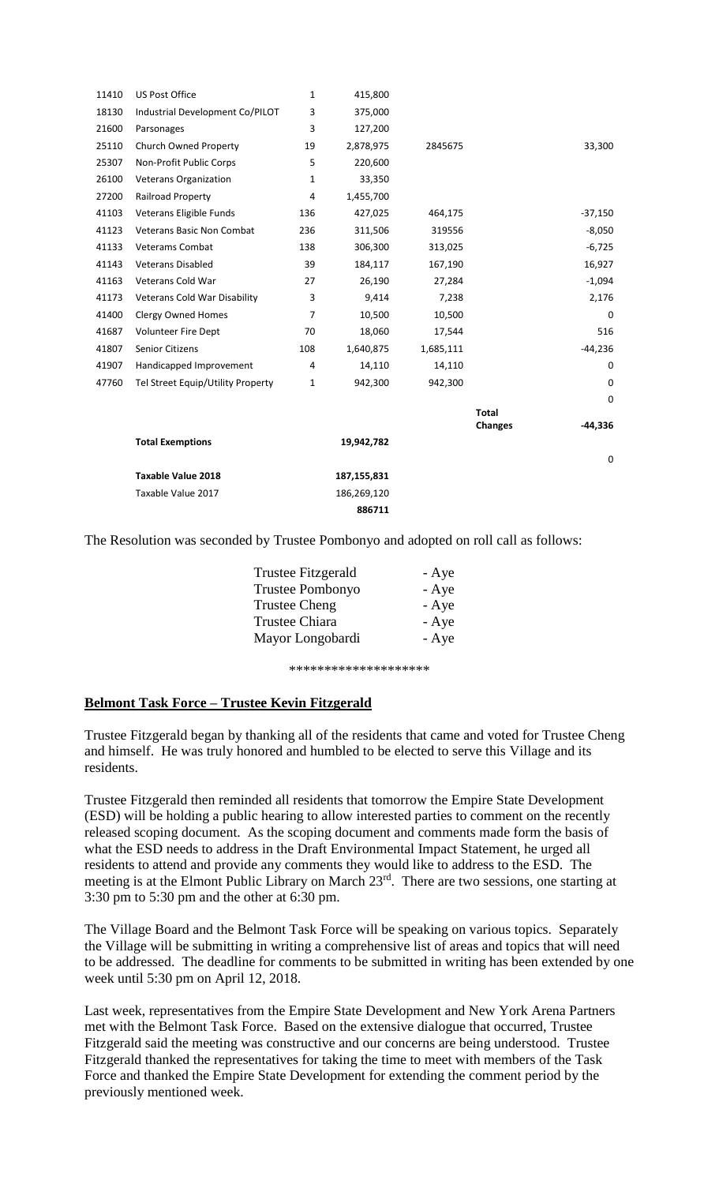| | | | | | | |
|---|---|---|---|---|---|---|
| 11410 | US Post Office | 1 | 415,800 | | | |
| 18130 | Industrial Development Co/PILOT | 3 | 375,000 | | | |
| 21600 | Parsonages | 3 | 127,200 | | | |
| 25110 | Church Owned Property | 19 | 2,878,975 | 2845675 | | 33,300 |
| 25307 | Non-Profit Public Corps | 5 | 220,600 | | | |
| 26100 | Veterans Organization | 1 | 33,350 | | | |
| 27200 | Railroad Property | 4 | 1,455,700 | | | |
| 41103 | Veterans Eligible Funds | 136 | 427,025 | 464,175 | | -37,150 |
| 41123 | Veterans Basic Non Combat | 236 | 311,506 | 319556 | | -8,050 |
| 41133 | Veterams Combat | 138 | 306,300 | 313,025 | | -6,725 |
| 41143 | Veterans Disabled | 39 | 184,117 | 167,190 | | 16,927 |
| 41163 | Veterans Cold War | 27 | 26,190 | 27,284 | | -1,094 |
| 41173 | Veterans Cold War Disability | 3 | 9,414 | 7,238 | | 2,176 |
| 41400 | Clergy Owned Homes | 7 | 10,500 | 10,500 | | 0 |
| 41687 | Volunteer Fire Dept | 70 | 18,060 | 17,544 | | 516 |
| 41807 | Senior Citizens | 108 | 1,640,875 | 1,685,111 | | -44,236 |
| 41907 | Handicapped Improvement | 4 | 14,110 | 14,110 | | 0 |
| 47760 | Tel Street Equip/Utility Property | 1 | 942,300 | 942,300 | | 0 |
| | | | | | | 0 |
| | | | | | **Total Changes** | **-44,336** |
| | **Total Exemptions** | | **19,942,782** | | | |
| | | | | | | 0 |
| | **Taxable Value 2018** | | **187,155,831** | | | |
| | Taxable Value 2017 | | 186,269,120 | | | |
| | | | **886711** | | | |

The Resolution was seconded by Trustee Pombonyo and adopted on roll call as follows:

| | |
|---|---|
| Trustee Fitzgerald | - Aye |
| Trustee Pombonyo | - Aye |
| Trustee Cheng | - Aye |
| Trustee Chiara | - Aye |
| Mayor Longobardi | - Aye |

********************

**Belmont Task Force – Trustee Kevin Fitzgerald**

Trustee Fitzgerald began by thanking all of the residents that came and voted for Trustee Cheng and himself. He was truly honored and humbled to be elected to serve this Village and its residents.

Trustee Fitzgerald then reminded all residents that tomorrow the Empire State Development (ESD) will be holding a public hearing to allow interested parties to comment on the recently released scoping document. As the scoping document and comments made form the basis of what the ESD needs to address in the Draft Environmental Impact Statement, he urged all residents to attend and provide any comments they would like to address to the ESD. The meeting is at the Elmont Public Library on March 23rd. There are two sessions, one starting at 3:30 pm to 5:30 pm and the other at 6:30 pm.

The Village Board and the Belmont Task Force will be speaking on various topics. Separately the Village will be submitting in writing a comprehensive list of areas and topics that will need to be addressed. The deadline for comments to be submitted in writing has been extended by one week until 5:30 pm on April 12, 2018.

Last week, representatives from the Empire State Development and New York Arena Partners met with the Belmont Task Force. Based on the extensive dialogue that occurred, Trustee Fitzgerald said the meeting was constructive and our concerns are being understood. Trustee Fitzgerald thanked the representatives for taking the time to meet with members of the Task Force and thanked the Empire State Development for extending the comment period by the previously mentioned week.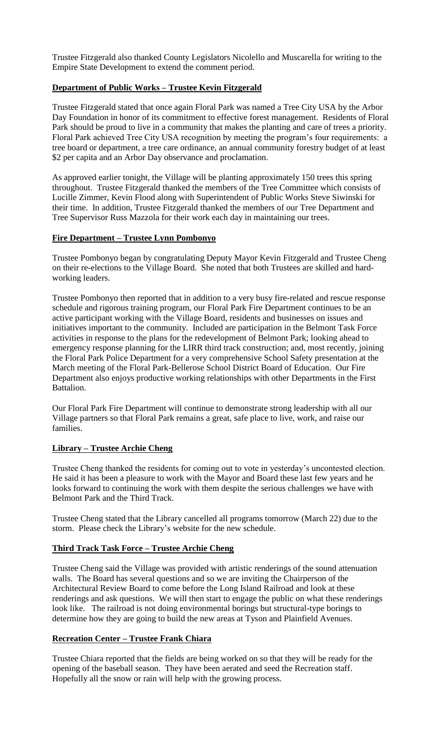Trustee Fitzgerald also thanked County Legislators Nicolello and Muscarella for writing to the Empire State Development to extend the comment period.

**Department of Public Works – Trustee Kevin Fitzgerald**

Trustee Fitzgerald stated that once again Floral Park was named a Tree City USA by the Arbor Day Foundation in honor of its commitment to effective forest management. Residents of Floral Park should be proud to live in a community that makes the planting and care of trees a priority. Floral Park achieved Tree City USA recognition by meeting the program's four requirements: a tree board or department, a tree care ordinance, an annual community forestry budget of at least $2 per capita and an Arbor Day observance and proclamation.

As approved earlier tonight, the Village will be planting approximately 150 trees this spring throughout. Trustee Fitzgerald thanked the members of the Tree Committee which consists of Lucille Zimmer, Kevin Flood along with Superintendent of Public Works Steve Siwinski for their time. In addition, Trustee Fitzgerald thanked the members of our Tree Department and Tree Supervisor Russ Mazzola for their work each day in maintaining our trees.

**Fire Department – Trustee Lynn Pombonyo**

Trustee Pombonyo began by congratulating Deputy Mayor Kevin Fitzgerald and Trustee Cheng on their re-elections to the Village Board. She noted that both Trustees are skilled and hard-working leaders.

Trustee Pombonyo then reported that in addition to a very busy fire-related and rescue response schedule and rigorous training program, our Floral Park Fire Department continues to be an active participant working with the Village Board, residents and businesses on issues and initiatives important to the community. Included are participation in the Belmont Task Force activities in response to the plans for the redevelopment of Belmont Park; looking ahead to emergency response planning for the LIRR third track construction; and, most recently, joining the Floral Park Police Department for a very comprehensive School Safety presentation at the March meeting of the Floral Park-Bellerose School District Board of Education. Our Fire Department also enjoys productive working relationships with other Departments in the First Battalion.

Our Floral Park Fire Department will continue to demonstrate strong leadership with all our Village partners so that Floral Park remains a great, safe place to live, work, and raise our families.

**Library – Trustee Archie Cheng**

Trustee Cheng thanked the residents for coming out to vote in yesterday's uncontested election. He said it has been a pleasure to work with the Mayor and Board these last few years and he looks forward to continuing the work with them despite the serious challenges we have with Belmont Park and the Third Track.

Trustee Cheng stated that the Library cancelled all programs tomorrow (March 22) due to the storm. Please check the Library's website for the new schedule.

**Third Track Task Force – Trustee Archie Cheng**

Trustee Cheng said the Village was provided with artistic renderings of the sound attenuation walls. The Board has several questions and so we are inviting the Chairperson of the Architectural Review Board to come before the Long Island Railroad and look at these renderings and ask questions. We will then start to engage the public on what these renderings look like. The railroad is not doing environmental borings but structural-type borings to determine how they are going to build the new areas at Tyson and Plainfield Avenues.

**Recreation Center – Trustee Frank Chiara**

Trustee Chiara reported that the fields are being worked on so that they will be ready for the opening of the baseball season. They have been aerated and seed the Recreation staff. Hopefully all the snow or rain will help with the growing process.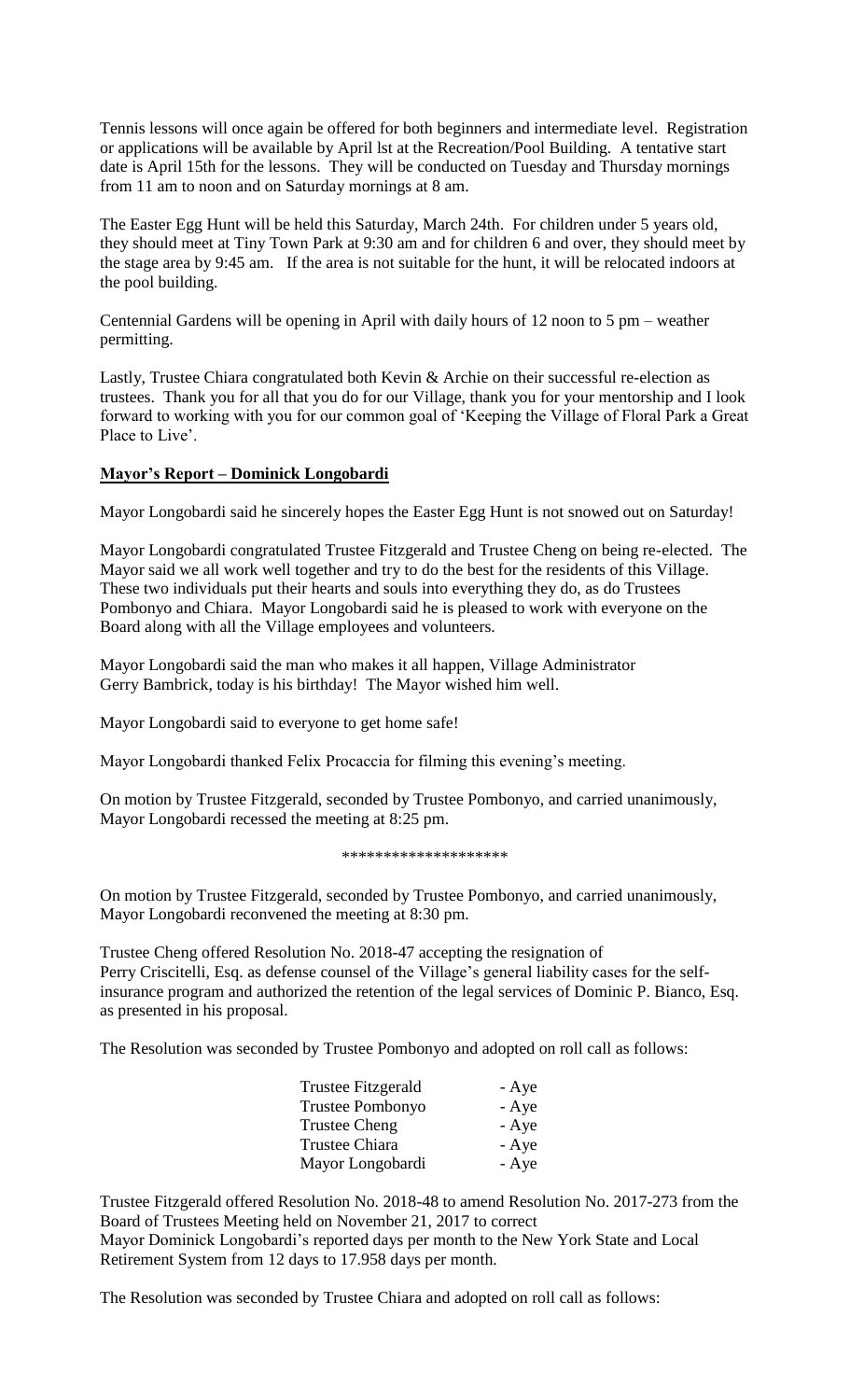Tennis lessons will once again be offered for both beginners and intermediate level. Registration or applications will be available by April lst at the Recreation/Pool Building. A tentative start date is April 15th for the lessons. They will be conducted on Tuesday and Thursday mornings from 11 am to noon and on Saturday mornings at 8 am.

The Easter Egg Hunt will be held this Saturday, March 24th. For children under 5 years old, they should meet at Tiny Town Park at 9:30 am and for children 6 and over, they should meet by the stage area by 9:45 am. If the area is not suitable for the hunt, it will be relocated indoors at the pool building.

Centennial Gardens will be opening in April with daily hours of 12 noon to 5 pm – weather permitting.

Lastly, Trustee Chiara congratulated both Kevin & Archie on their successful re-election as trustees. Thank you for all that you do for our Village, thank you for your mentorship and I look forward to working with you for our common goal of 'Keeping the Village of Floral Park a Great Place to Live'.

**Mayor's Report – Dominick Longobardi**

Mayor Longobardi said he sincerely hopes the Easter Egg Hunt is not snowed out on Saturday!

Mayor Longobardi congratulated Trustee Fitzgerald and Trustee Cheng on being re-elected. The Mayor said we all work well together and try to do the best for the residents of this Village. These two individuals put their hearts and souls into everything they do, as do Trustees Pombonyo and Chiara. Mayor Longobardi said he is pleased to work with everyone on the Board along with all the Village employees and volunteers.

Mayor Longobardi said the man who makes it all happen, Village Administrator Gerry Bambrick, today is his birthday! The Mayor wished him well.

Mayor Longobardi said to everyone to get home safe!

Mayor Longobardi thanked Felix Procaccia for filming this evening's meeting.

On motion by Trustee Fitzgerald, seconded by Trustee Pombonyo, and carried unanimously, Mayor Longobardi recessed the meeting at 8:25 pm.

********************

On motion by Trustee Fitzgerald, seconded by Trustee Pombonyo, and carried unanimously, Mayor Longobardi reconvened the meeting at 8:30 pm.

Trustee Cheng offered Resolution No. 2018-47 accepting the resignation of Perry Criscitelli, Esq. as defense counsel of the Village's general liability cases for the self-insurance program and authorized the retention of the legal services of Dominic P. Bianco, Esq. as presented in his proposal.

The Resolution was seconded by Trustee Pombonyo and adopted on roll call as follows:

| | |
|---|---|
| Trustee Fitzgerald | - Aye |
| Trustee Pombonyo | - Aye |
| Trustee Cheng | - Aye |
| Trustee Chiara | - Aye |
| Mayor Longobardi | - Aye |

Trustee Fitzgerald offered Resolution No. 2018-48 to amend Resolution No. 2017-273 from the Board of Trustees Meeting held on November 21, 2017 to correct Mayor Dominick Longobardi's reported days per month to the New York State and Local Retirement System from 12 days to 17.958 days per month.

The Resolution was seconded by Trustee Chiara and adopted on roll call as follows: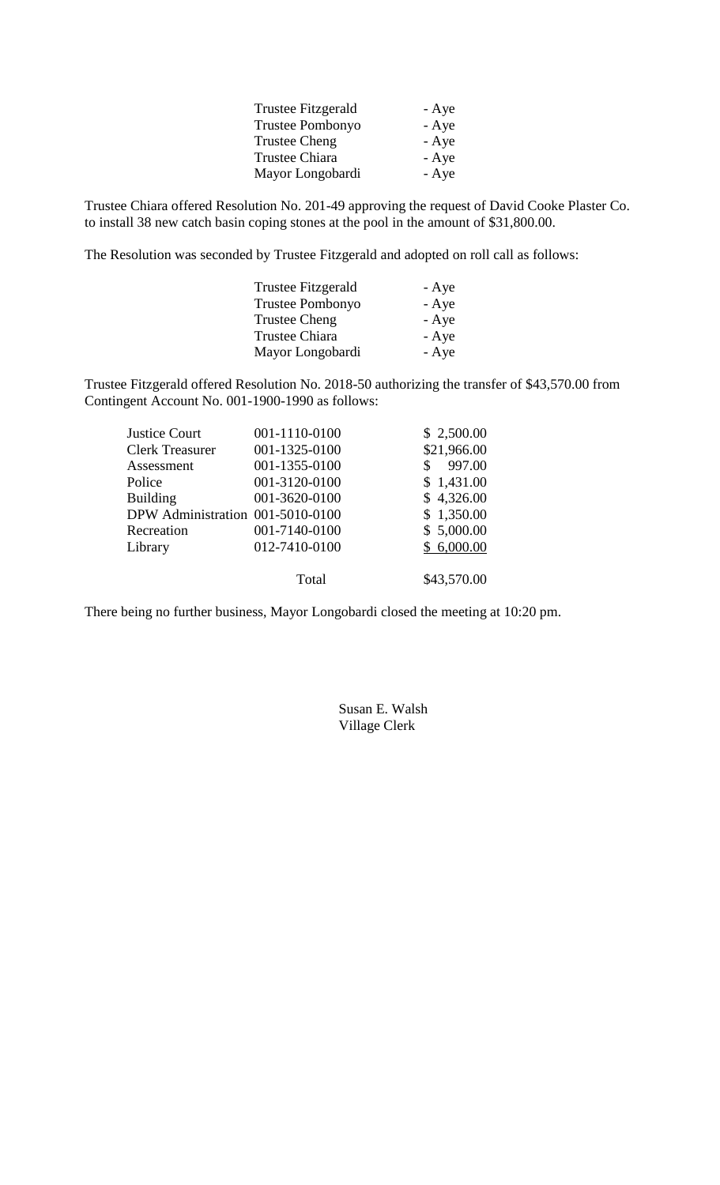| | |
|---|---|
| Trustee Fitzgerald | - Aye |
| Trustee Pombonyo | - Aye |
| Trustee Cheng | - Aye |
| Trustee Chiara | - Aye |
| Mayor Longobardi | - Aye |

Trustee Chiara offered Resolution No. 201-49 approving the request of David Cooke Plaster Co. to install 38 new catch basin coping stones at the pool in the amount of $31,800.00.

The Resolution was seconded by Trustee Fitzgerald and adopted on roll call as follows:

| | |
|---|---|
| Trustee Fitzgerald | - Aye |
| Trustee Pombonyo | - Aye |
| Trustee Cheng | - Aye |
| Trustee Chiara | - Aye |
| Mayor Longobardi | - Aye |

Trustee Fitzgerald offered Resolution No. 2018-50 authorizing the transfer of $43,570.00 from Contingent Account No. 001-1900-1990 as follows:

| | | |
|---|---|---|
| Justice Court | 001-1110-0100 | $ 2,500.00 |
| Clerk Treasurer | 001-1325-0100 | $21,966.00 |
| Assessment | 001-1355-0100 | $ 997.00 |
| Police | 001-3120-0100 | $ 1,431.00 |
| Building | 001-3620-0100 | $ 4,326.00 |
| DPW Administration | 001-5010-0100 | $ 1,350.00 |
| Recreation | 001-7140-0100 | $ 5,000.00 |
| Library | 012-7410-0100 | $ 6,000.00 |
| | Total | $43,570.00 |

There being no further business, Mayor Longobardi closed the meeting at 10:20 pm.

Susan E. Walsh
Village Clerk